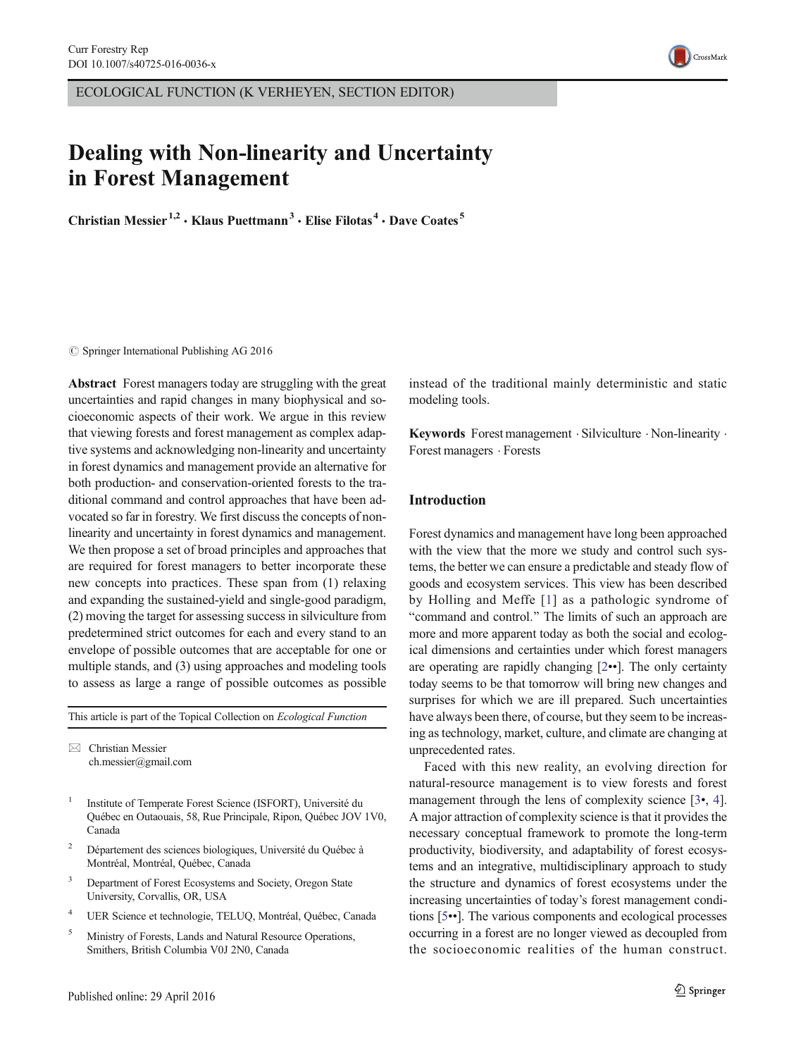ECOLOGICAL FUNCTION (K VERHEYEN, SECTION EDITOR)

# Dealing with Non-linearity and Uncertainty in Forest Management

**Christian Messier [1,2] · Klaus Puettmann [3] · Elise Filotas [4] · Dave Coates [5]**

© Springer International Publishing AG 2016

**Abstract** Forest managers today are struggling with the great uncertainties and rapid changes in many biophysical and socioeconomic aspects of their work. We argue in this review that viewing forests and forest management as complex adaptive systems and acknowledging non-linearity and uncertainty in forest dynamics and management provide an alternative for both production- and conservation-oriented forests to the traditional command and control approaches that have been advocated so far in forestry. We first discuss the concepts of non-linearity and uncertainty in forest dynamics and management. We then propose a set of broad principles and approaches that are required for forest managers to better incorporate these new concepts into practices. These span from (1) relaxing and expanding the sustained-yield and single-good paradigm, (2) moving the target for assessing success in silviculture from predetermined strict outcomes for each and every stand to an envelope of possible outcomes that are acceptable for one or multiple stands, and (3) using approaches and modeling tools to assess as large a range of possible outcomes as possible instead of the traditional mainly deterministic and static modeling tools.

**Keywords** Forest management · Silviculture · Non-linearity · Forest managers · Forests

This article is part of the Topical Collection on *Ecological Function*

✉ Christian Messier
ch.messier@gmail.com

[1] Institute of Temperate Forest Science (ISFORT), Université du Québec en Outaouais, 58, Rue Principale, Ripon, Québec JOV 1V0, Canada

[2] Département des sciences biologiques, Université du Québec à Montréal, Montréal, Québec, Canada

[3] Department of Forest Ecosystems and Society, Oregon State University, Corvallis, OR, USA

[4] UER Science et technologie, TELUQ, Montréal, Québec, Canada

[5] Ministry of Forests, Lands and Natural Resource Operations, Smithers, British Columbia V0J 2N0, Canada

## Introduction

Forest dynamics and management have long been approached with the view that the more we study and control such systems, the better we can ensure a predictable and steady flow of goods and ecosystem services. This view has been described by Holling and Meffe [1] as a pathologic syndrome of "command and control." The limits of such an approach are more and more apparent today as both the social and ecological dimensions and certainties under which forest managers are operating are rapidly changing [2••]. The only certainty today seems to be that tomorrow will bring new changes and surprises for which we are ill prepared. Such uncertainties have always been there, of course, but they seem to be increasing as technology, market, culture, and climate are changing at unprecedented rates.

Faced with this new reality, an evolving direction for natural-resource management is to view forests and forest management through the lens of complexity science [3•, 4]. A major attraction of complexity science is that it provides the necessary conceptual framework to promote the long-term productivity, biodiversity, and adaptability of forest ecosystems and an integrative, multidisciplinary approach to study the structure and dynamics of forest ecosystems under the increasing uncertainties of today's forest management conditions [5••]. The various components and ecological processes occurring in a forest are no longer viewed as decoupled from the socioeconomic realities of the human construct.

Published online: 29 April 2016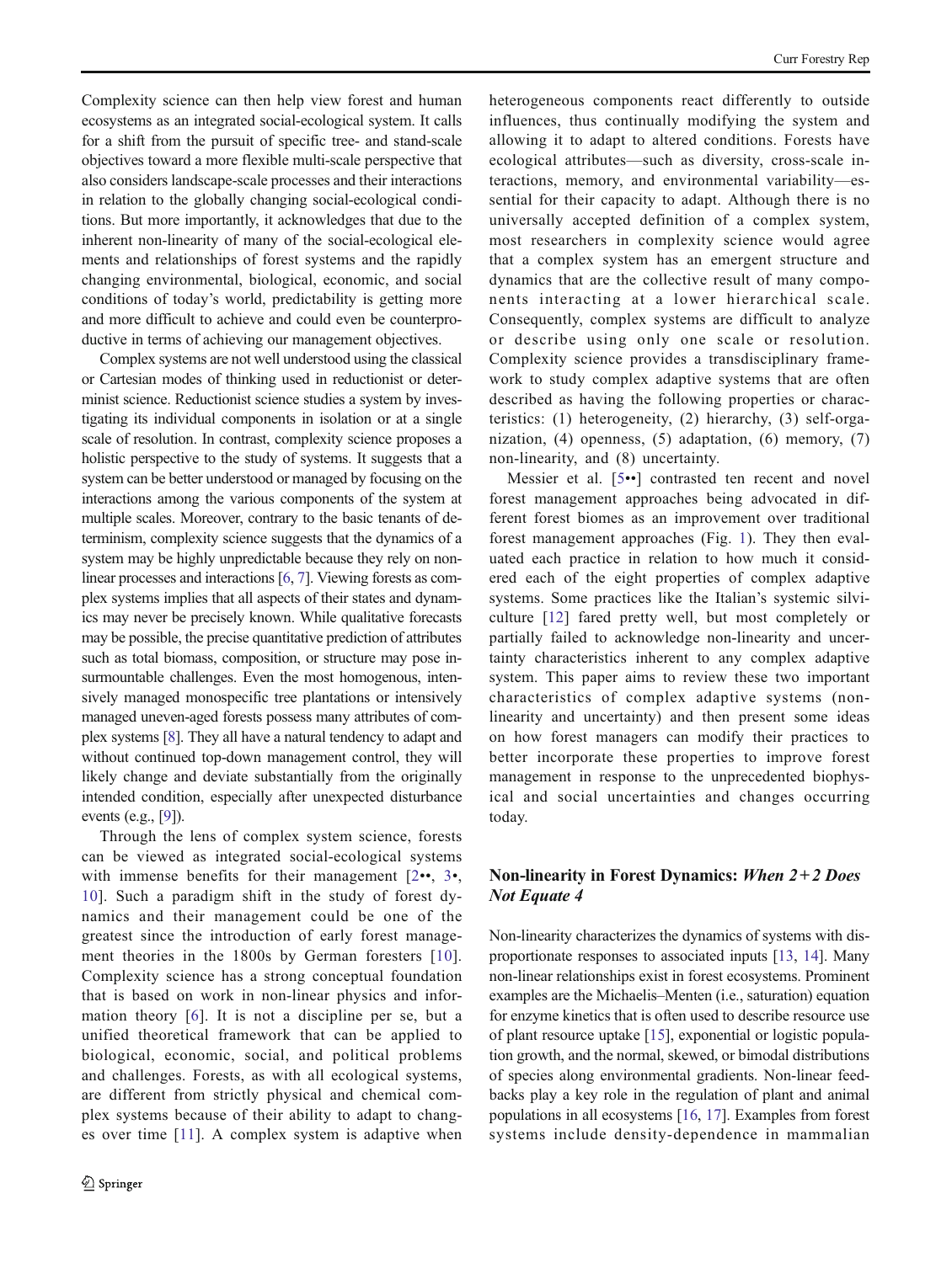Complexity science can then help view forest and human ecosystems as an integrated social-ecological system. It calls for a shift from the pursuit of specific tree- and stand-scale objectives toward a more flexible multi-scale perspective that also considers landscape-scale processes and their interactions in relation to the globally changing social-ecological conditions. But more importantly, it acknowledges that due to the inherent non-linearity of many of the social-ecological elements and relationships of forest systems and the rapidly changing environmental, biological, economic, and social conditions of today's world, predictability is getting more and more difficult to achieve and could even be counterproductive in terms of achieving our management objectives.

Complex systems are not well understood using the classical or Cartesian modes of thinking used in reductionist or determinist science. Reductionist science studies a system by investigating its individual components in isolation or at a single scale of resolution. In contrast, complexity science proposes a holistic perspective to the study of systems. It suggests that a system can be better understood or managed by focusing on the interactions among the various components of the system at multiple scales. Moreover, contrary to the basic tenants of determinism, complexity science suggests that the dynamics of a system may be highly unpredictable because they rely on non-linear processes and interactions [6, 7]. Viewing forests as complex systems implies that all aspects of their states and dynamics may never be precisely known. While qualitative forecasts may be possible, the precise quantitative prediction of attributes such as total biomass, composition, or structure may pose insurmountable challenges. Even the most homogenous, intensively managed monospecific tree plantations or intensively managed uneven-aged forests possess many attributes of complex systems [8]. They all have a natural tendency to adapt and without continued top-down management control, they will likely change and deviate substantially from the originally intended condition, especially after unexpected disturbance events (e.g., [9]).

Through the lens of complex system science, forests can be viewed as integrated social-ecological systems with immense benefits for their management [2••, 3•, 10]. Such a paradigm shift in the study of forest dynamics and their management could be one of the greatest since the introduction of early forest management theories in the 1800s by German foresters [10]. Complexity science has a strong conceptual foundation that is based on work in non-linear physics and information theory [6]. It is not a discipline per se, but a unified theoretical framework that can be applied to biological, economic, social, and political problems and challenges. Forests, as with all ecological systems, are different from strictly physical and chemical complex systems because of their ability to adapt to changes over time [11]. A complex system is adaptive when heterogeneous components react differently to outside influences, thus continually modifying the system and allowing it to adapt to altered conditions. Forests have ecological attributes—such as diversity, cross-scale interactions, memory, and environmental variability—essential for their capacity to adapt. Although there is no universally accepted definition of a complex system, most researchers in complexity science would agree that a complex system has an emergent structure and dynamics that are the collective result of many components interacting at a lower hierarchical scale. Consequently, complex systems are difficult to analyze or describe using only one scale or resolution. Complexity science provides a transdisciplinary framework to study complex adaptive systems that are often described as having the following properties or characteristics: (1) heterogeneity, (2) hierarchy, (3) self-organization, (4) openness, (5) adaptation, (6) memory, (7) non-linearity, and (8) uncertainty.

Messier et al. [5••] contrasted ten recent and novel forest management approaches being advocated in different forest biomes as an improvement over traditional forest management approaches (Fig. 1). They then evaluated each practice in relation to how much it considered each of the eight properties of complex adaptive systems. Some practices like the Italian's systemic silviculture [12] fared pretty well, but most completely or partially failed to acknowledge non-linearity and uncertainty characteristics inherent to any complex adaptive system. This paper aims to review these two important characteristics of complex adaptive systems (non-linearity and uncertainty) and then present some ideas on how forest managers can modify their practices to better incorporate these properties to improve forest management in response to the unprecedented biophysical and social uncertainties and changes occurring today.

## Non-linearity in Forest Dynamics: *When 2+2 Does Not Equate 4*

Non-linearity characterizes the dynamics of systems with disproportionate responses to associated inputs [13, 14]. Many non-linear relationships exist in forest ecosystems. Prominent examples are the Michaelis–Menten (i.e., saturation) equation for enzyme kinetics that is often used to describe resource use of plant resource uptake [15], exponential or logistic population growth, and the normal, skewed, or bimodal distributions of species along environmental gradients. Non-linear feedbacks play a key role in the regulation of plant and animal populations in all ecosystems [16, 17]. Examples from forest systems include density-dependence in mammalian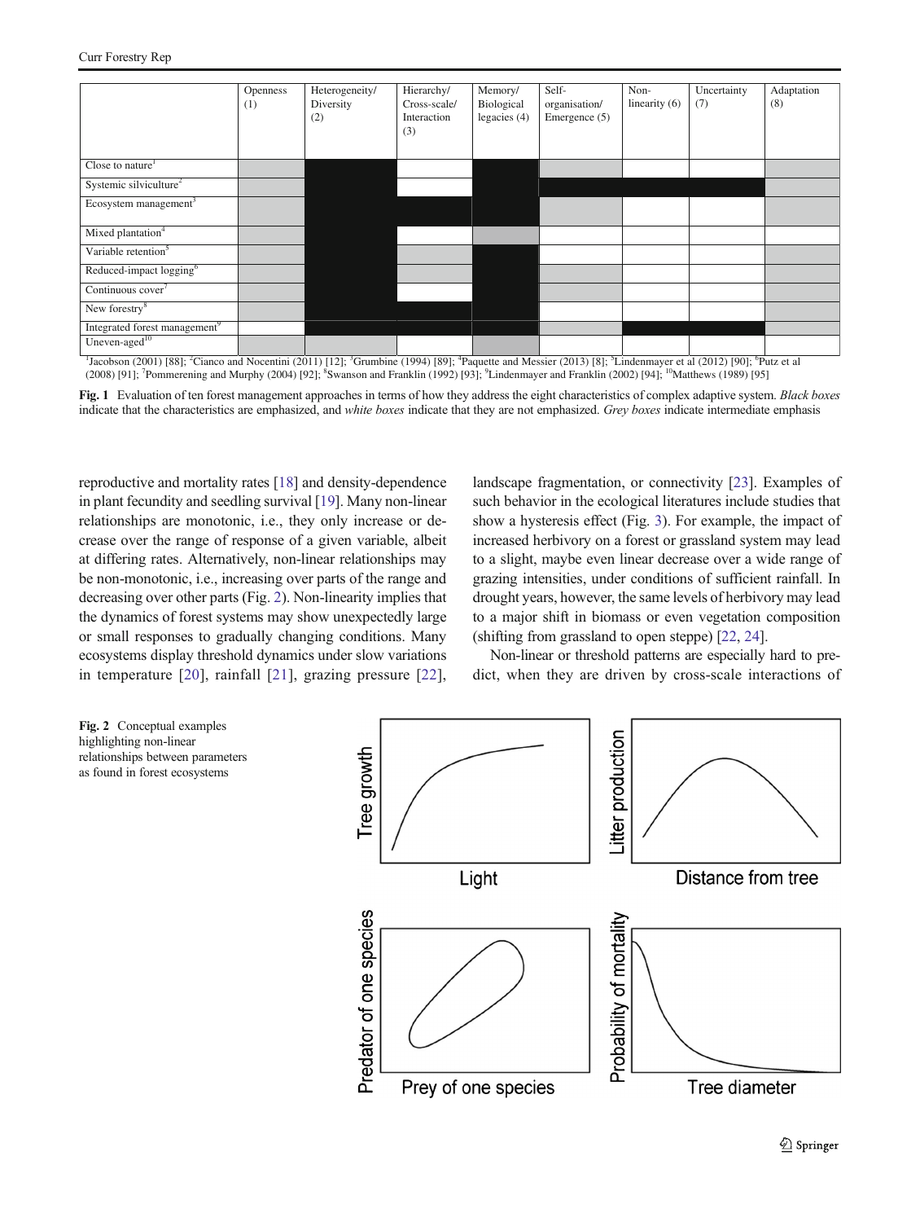| | Openness (1) | Heterogeneity/ Diversity (2) | Hierarchy/ Cross-scale/ Interaction (3) | Memory/ Biological legacies (4) | Self-organisation/ Emergence (5) | Non-linearity (6) | Uncertainty (7) | Adaptation (8) |
|---|---|---|---|---|---|---|---|---|
| Close to nature[1] | | | | | | | | |
| Systemic silviculture[2] | | | | | | | | |
| Ecosystem management[3] | | | | | | | | |
| Mixed plantation[4] | | | | | | | | |
| Variable retention[5] | | | | | | | | |
| Reduced-impact logging[6] | | | | | | | | |
| Continuous cover[7] | | | | | | | | |
| New forestry[8] | | | | | | | | |
| Integrated forest management[9] | | | | | | | | |
| Uneven-aged[10] | | | | | | | | |

[1]Jacobson (2001) [88]; [2]Cianco and Nocentini (2011) [12]; [3]Grumbine (1994) [89]; [4]Paquette and Messier (2013) [8]; [5]Lindenmayer et al (2012) [90]; [6]Putz et al (2008) [91]; [7]Pommerening and Murphy (2004) [92]; [8]Swanson and Franklin (1992) [93]; [9]Lindenmayer and Franklin (2002) [94]; [10]Matthews (1989) [95]

**Fig. 1** Evaluation of ten forest management approaches in terms of how they address the eight characteristics of complex adaptive system. *Black boxes* indicate that the characteristics are emphasized, and *white boxes* indicate that they are not emphasized. *Grey boxes* indicate intermediate emphasis

reproductive and mortality rates [18] and density-dependence in plant fecundity and seedling survival [19]. Many non-linear relationships are monotonic, i.e., they only increase or decrease over the range of response of a given variable, albeit at differing rates. Alternatively, non-linear relationships may be non-monotonic, i.e., increasing over parts of the range and decreasing over other parts (Fig. 2). Non-linearity implies that the dynamics of forest systems may show unexpectedly large or small responses to gradually changing conditions. Many ecosystems display threshold dynamics under slow variations in temperature [20], rainfall [21], grazing pressure [22], landscape fragmentation, or connectivity [23]. Examples of such behavior in the ecological literatures include studies that show a hysteresis effect (Fig. 3). For example, the impact of increased herbivory on a forest or grassland system may lead to a slight, maybe even linear decrease over a wide range of grazing intensities, under conditions of sufficient rainfall. In drought years, however, the same levels of herbivory may lead to a major shift in biomass or even vegetation composition (shifting from grassland to open steppe) [22, 24].

Non-linear or threshold patterns are especially hard to predict, when they are driven by cross-scale interactions of

**Fig. 2** Conceptual examples highlighting non-linear relationships between parameters as found in forest ecosystems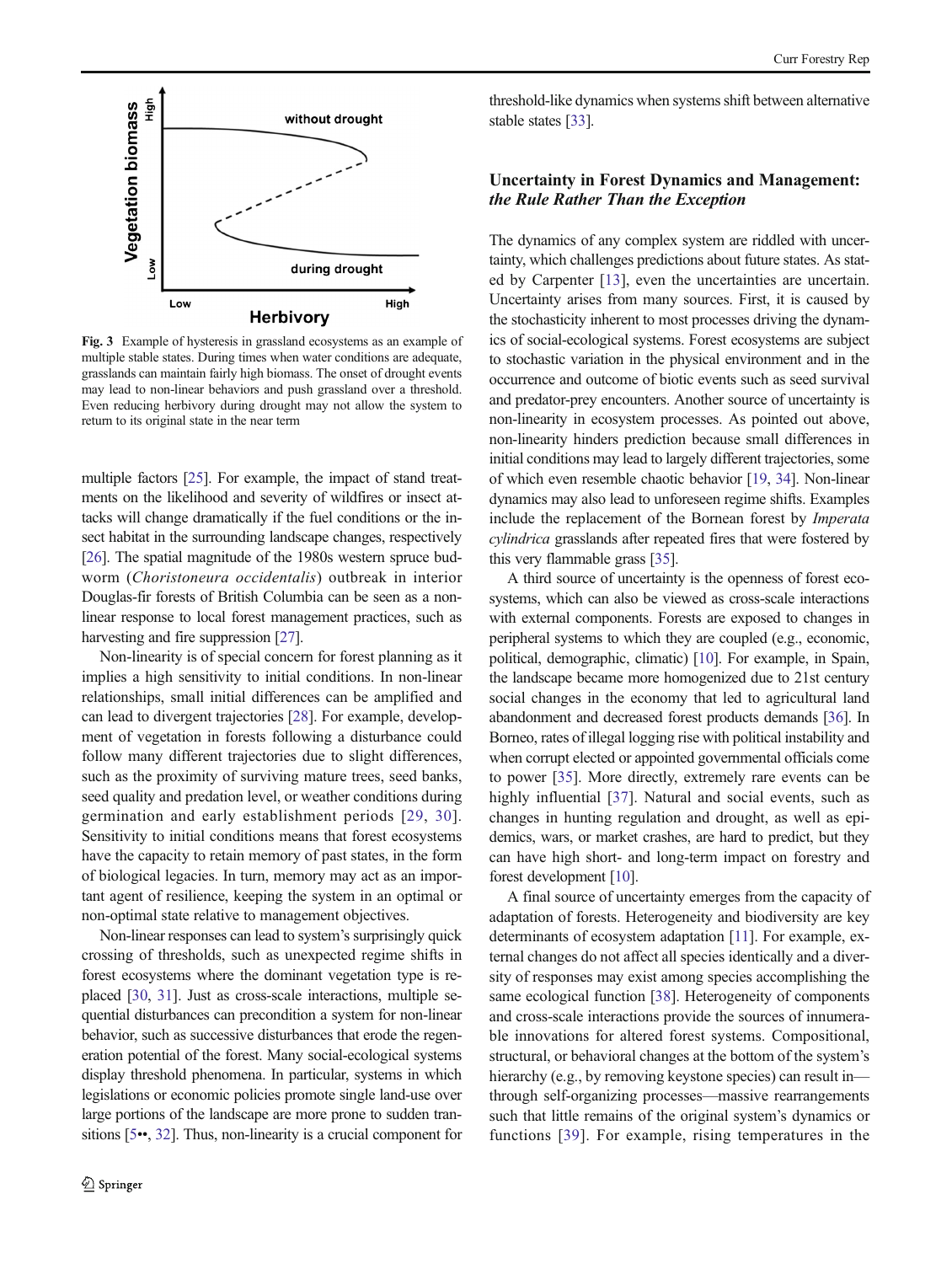**Fig. 3** Example of hysteresis in grassland ecosystems as an example of multiple stable states. During times when water conditions are adequate, grasslands can maintain fairly high biomass. The onset of drought events may lead to non-linear behaviors and push grassland over a threshold. Even reducing herbivory during drought may not allow the system to return to its original state in the near term

multiple factors [25]. For example, the impact of stand treatments on the likelihood and severity of wildfires or insect attacks will change dramatically if the fuel conditions or the insect habitat in the surrounding landscape changes, respectively [26]. The spatial magnitude of the 1980s western spruce budworm (*Choristoneura occidentalis*) outbreak in interior Douglas-fir forests of British Columbia can be seen as a non-linear response to local forest management practices, such as harvesting and fire suppression [27].

Non-linearity is of special concern for forest planning as it implies a high sensitivity to initial conditions. In non-linear relationships, small initial differences can be amplified and can lead to divergent trajectories [28]. For example, development of vegetation in forests following a disturbance could follow many different trajectories due to slight differences, such as the proximity of surviving mature trees, seed banks, seed quality and predation level, or weather conditions during germination and early establishment periods [29, 30]. Sensitivity to initial conditions means that forest ecosystems have the capacity to retain memory of past states, in the form of biological legacies. In turn, memory may act as an important agent of resilience, keeping the system in an optimal or non-optimal state relative to management objectives.

Non-linear responses can lead to system's surprisingly quick crossing of thresholds, such as unexpected regime shifts in forest ecosystems where the dominant vegetation type is replaced [30, 31]. Just as cross-scale interactions, multiple sequential disturbances can precondition a system for non-linear behavior, such as successive disturbances that erode the regeneration potential of the forest. Many social-ecological systems display threshold phenomena. In particular, systems in which legislations or economic policies promote single land-use over large portions of the landscape are more prone to sudden transitions [5••, 32]. Thus, non-linearity is a crucial component for threshold-like dynamics when systems shift between alternative stable states [33].

## Uncertainty in Forest Dynamics and Management: *the Rule Rather Than the Exception*

The dynamics of any complex system are riddled with uncertainty, which challenges predictions about future states. As stated by Carpenter [13], even the uncertainties are uncertain. Uncertainty arises from many sources. First, it is caused by the stochasticity inherent to most processes driving the dynamics of social-ecological systems. Forest ecosystems are subject to stochastic variation in the physical environment and in the occurrence and outcome of biotic events such as seed survival and predator-prey encounters. Another source of uncertainty is non-linearity in ecosystem processes. As pointed out above, non-linearity hinders prediction because small differences in initial conditions may lead to largely different trajectories, some of which even resemble chaotic behavior [19, 34]. Non-linear dynamics may also lead to unforeseen regime shifts. Examples include the replacement of the Bornean forest by *Imperata cylindrica* grasslands after repeated fires that were fostered by this very flammable grass [35].

A third source of uncertainty is the openness of forest ecosystems, which can also be viewed as cross-scale interactions with external components. Forests are exposed to changes in peripheral systems to which they are coupled (e.g., economic, political, demographic, climatic) [10]. For example, in Spain, the landscape became more homogenized due to 21st century social changes in the economy that led to agricultural land abandonment and decreased forest products demands [36]. In Borneo, rates of illegal logging rise with political instability and when corrupt elected or appointed governmental officials come to power [35]. More directly, extremely rare events can be highly influential [37]. Natural and social events, such as changes in hunting regulation and drought, as well as epidemics, wars, or market crashes, are hard to predict, but they can have high short- and long-term impact on forestry and forest development [10].

A final source of uncertainty emerges from the capacity of adaptation of forests. Heterogeneity and biodiversity are key determinants of ecosystem adaptation [11]. For example, external changes do not affect all species identically and a diversity of responses may exist among species accomplishing the same ecological function [38]. Heterogeneity of components and cross-scale interactions provide the sources of innumerable innovations for altered forest systems. Compositional, structural, or behavioral changes at the bottom of the system's hierarchy (e.g., by removing keystone species) can result in—through self-organizing processes—massive rearrangements such that little remains of the original system's dynamics or functions [39]. For example, rising temperatures in the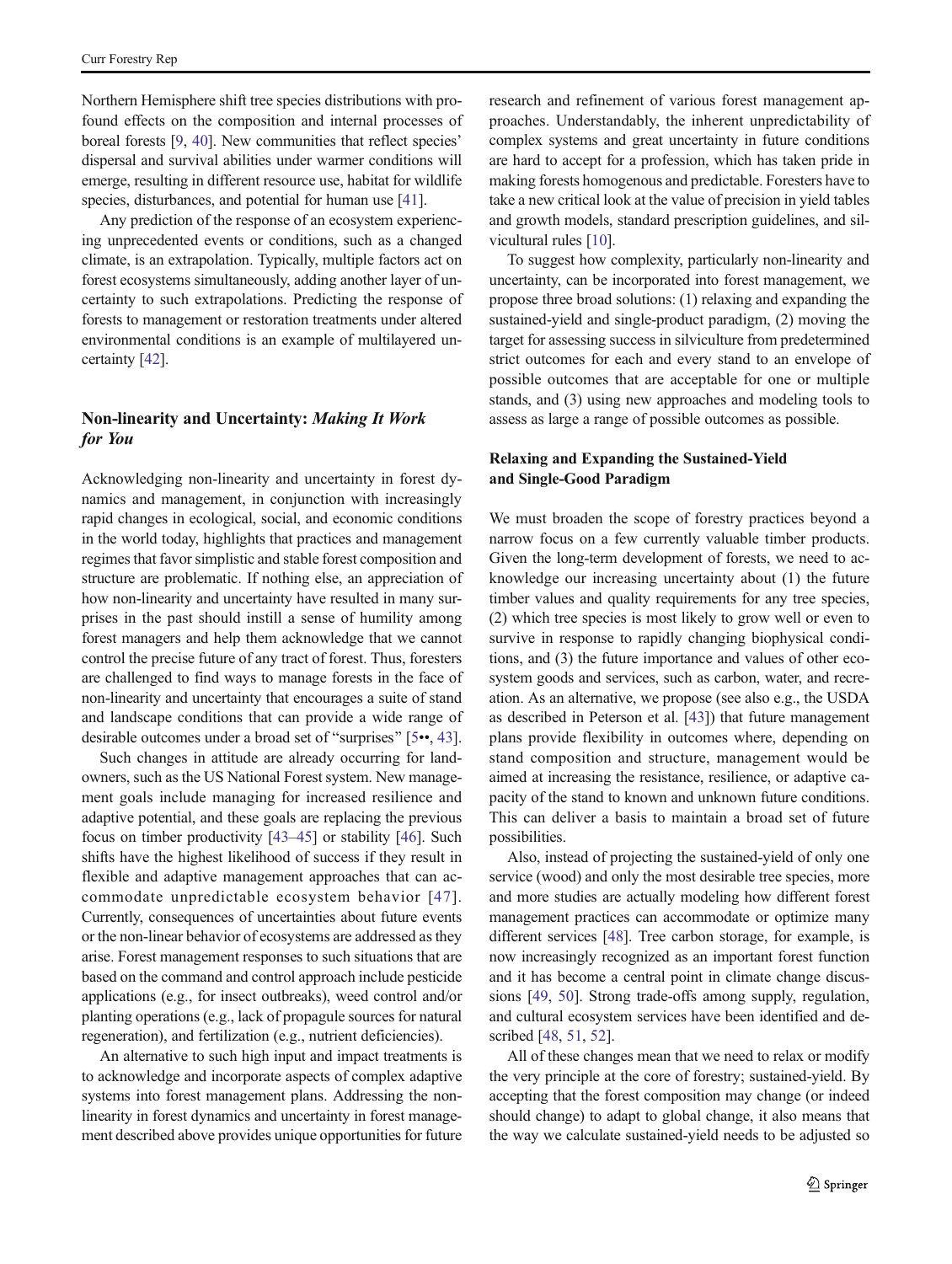Northern Hemisphere shift tree species distributions with profound effects on the composition and internal processes of boreal forests [9, 40]. New communities that reflect species' dispersal and survival abilities under warmer conditions will emerge, resulting in different resource use, habitat for wildlife species, disturbances, and potential for human use [41].

Any prediction of the response of an ecosystem experiencing unprecedented events or conditions, such as a changed climate, is an extrapolation. Typically, multiple factors act on forest ecosystems simultaneously, adding another layer of uncertainty to such extrapolations. Predicting the response of forests to management or restoration treatments under altered environmental conditions is an example of multilayered uncertainty [42].

## Non-linearity and Uncertainty: *Making It Work for You*

Acknowledging non-linearity and uncertainty in forest dynamics and management, in conjunction with increasingly rapid changes in ecological, social, and economic conditions in the world today, highlights that practices and management regimes that favor simplistic and stable forest composition and structure are problematic. If nothing else, an appreciation of how non-linearity and uncertainty have resulted in many surprises in the past should instill a sense of humility among forest managers and help them acknowledge that we cannot control the precise future of any tract of forest. Thus, foresters are challenged to find ways to manage forests in the face of non-linearity and uncertainty that encourages a suite of stand and landscape conditions that can provide a wide range of desirable outcomes under a broad set of "surprises" [5••, 43].

Such changes in attitude are already occurring for landowners, such as the US National Forest system. New management goals include managing for increased resilience and adaptive potential, and these goals are replacing the previous focus on timber productivity [43–45] or stability [46]. Such shifts have the highest likelihood of success if they result in flexible and adaptive management approaches that can accommodate unpredictable ecosystem behavior [47]. Currently, consequences of uncertainties about future events or the non-linear behavior of ecosystems are addressed as they arise. Forest management responses to such situations that are based on the command and control approach include pesticide applications (e.g., for insect outbreaks), weed control and/or planting operations (e.g., lack of propagule sources for natural regeneration), and fertilization (e.g., nutrient deficiencies).

An alternative to such high input and impact treatments is to acknowledge and incorporate aspects of complex adaptive systems into forest management plans. Addressing the non-linearity in forest dynamics and uncertainty in forest management described above provides unique opportunities for future research and refinement of various forest management approaches. Understandably, the inherent unpredictability of complex systems and great uncertainty in future conditions are hard to accept for a profession, which has taken pride in making forests homogenous and predictable. Foresters have to take a new critical look at the value of precision in yield tables and growth models, standard prescription guidelines, and silvicultural rules [10].

To suggest how complexity, particularly non-linearity and uncertainty, can be incorporated into forest management, we propose three broad solutions: (1) relaxing and expanding the sustained-yield and single-product paradigm, (2) moving the target for assessing success in silviculture from predetermined strict outcomes for each and every stand to an envelope of possible outcomes that are acceptable for one or multiple stands, and (3) using new approaches and modeling tools to assess as large a range of possible outcomes as possible.

### Relaxing and Expanding the Sustained-Yield and Single-Good Paradigm

We must broaden the scope of forestry practices beyond a narrow focus on a few currently valuable timber products. Given the long-term development of forests, we need to acknowledge our increasing uncertainty about (1) the future timber values and quality requirements for any tree species, (2) which tree species is most likely to grow well or even to survive in response to rapidly changing biophysical conditions, and (3) the future importance and values of other ecosystem goods and services, such as carbon, water, and recreation. As an alternative, we propose (see also e.g., the USDA as described in Peterson et al. [43]) that future management plans provide flexibility in outcomes where, depending on stand composition and structure, management would be aimed at increasing the resistance, resilience, or adaptive capacity of the stand to known and unknown future conditions. This can deliver a basis to maintain a broad set of future possibilities.

Also, instead of projecting the sustained-yield of only one service (wood) and only the most desirable tree species, more and more studies are actually modeling how different forest management practices can accommodate or optimize many different services [48]. Tree carbon storage, for example, is now increasingly recognized as an important forest function and it has become a central point in climate change discussions [49, 50]. Strong trade-offs among supply, regulation, and cultural ecosystem services have been identified and described [48, 51, 52].

All of these changes mean that we need to relax or modify the very principle at the core of forestry; sustained-yield. By accepting that the forest composition may change (or indeed should change) to adapt to global change, it also means that the way we calculate sustained-yield needs to be adjusted so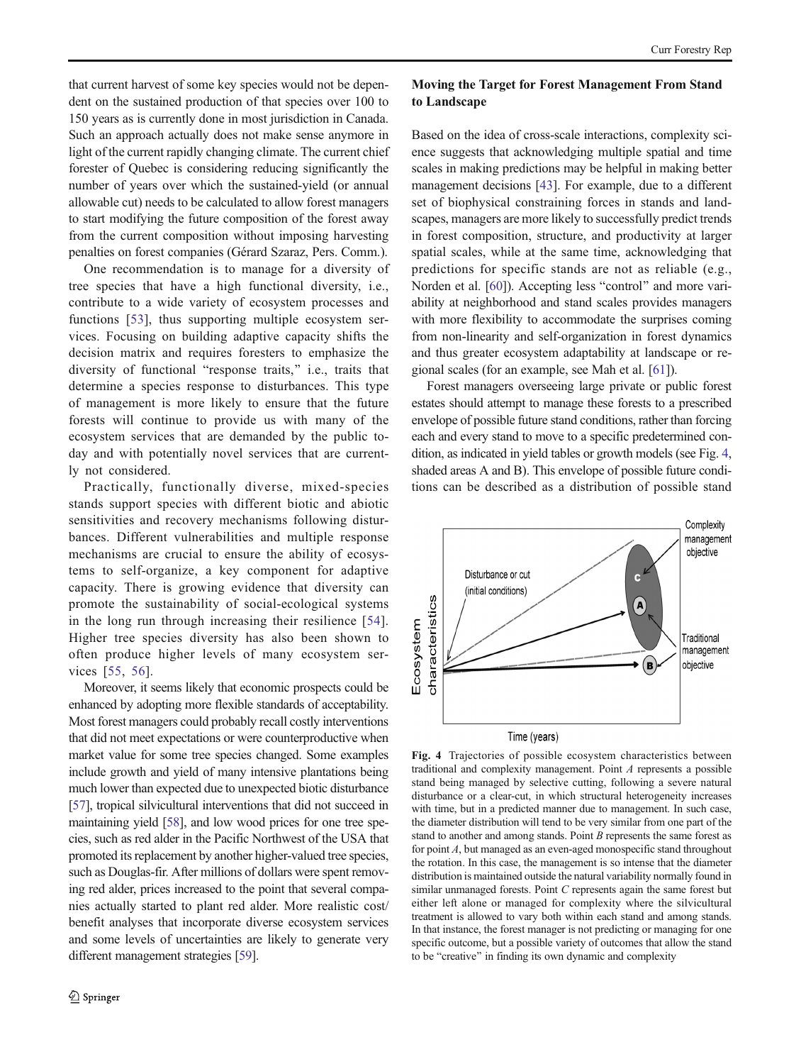that current harvest of some key species would not be dependent on the sustained production of that species over 100 to 150 years as is currently done in most jurisdiction in Canada. Such an approach actually does not make sense anymore in light of the current rapidly changing climate. The current chief forester of Quebec is considering reducing significantly the number of years over which the sustained-yield (or annual allowable cut) needs to be calculated to allow forest managers to start modifying the future composition of the forest away from the current composition without imposing harvesting penalties on forest companies (Gérard Szaraz, Pers. Comm.).

One recommendation is to manage for a diversity of tree species that have a high functional diversity, i.e., contribute to a wide variety of ecosystem processes and functions [53], thus supporting multiple ecosystem services. Focusing on building adaptive capacity shifts the decision matrix and requires foresters to emphasize the diversity of functional "response traits," i.e., traits that determine a species response to disturbances. This type of management is more likely to ensure that the future forests will continue to provide us with many of the ecosystem services that are demanded by the public today and with potentially novel services that are currently not considered.

Practically, functionally diverse, mixed-species stands support species with different biotic and abiotic sensitivities and recovery mechanisms following disturbances. Different vulnerabilities and multiple response mechanisms are crucial to ensure the ability of ecosystems to self-organize, a key component for adaptive capacity. There is growing evidence that diversity can promote the sustainability of social-ecological systems in the long run through increasing their resilience [54]. Higher tree species diversity has also been shown to often produce higher levels of many ecosystem services [55, 56].

Moreover, it seems likely that economic prospects could be enhanced by adopting more flexible standards of acceptability. Most forest managers could probably recall costly interventions that did not meet expectations or were counterproductive when market value for some tree species changed. Some examples include growth and yield of many intensive plantations being much lower than expected due to unexpected biotic disturbance [57], tropical silvicultural interventions that did not succeed in maintaining yield [58], and low wood prices for one tree species, such as red alder in the Pacific Northwest of the USA that promoted its replacement by another higher-valued tree species, such as Douglas-fir. After millions of dollars were spent removing red alder, prices increased to the point that several companies actually started to plant red alder. More realistic cost/benefit analyses that incorporate diverse ecosystem services and some levels of uncertainties are likely to generate very different management strategies [59].

## Moving the Target for Forest Management From Stand to Landscape

Based on the idea of cross-scale interactions, complexity science suggests that acknowledging multiple spatial and time scales in making predictions may be helpful in making better management decisions [43]. For example, due to a different set of biophysical constraining forces in stands and landscapes, managers are more likely to successfully predict trends in forest composition, structure, and productivity at larger spatial scales, while at the same time, acknowledging that predictions for specific stands are not as reliable (e.g., Norden et al. [60]). Accepting less "control" and more variability at neighborhood and stand scales provides managers with more flexibility to accommodate the surprises coming from non-linearity and self-organization in forest dynamics and thus greater ecosystem adaptability at landscape or regional scales (for an example, see Mah et al. [61]).

Forest managers overseeing large private or public forest estates should attempt to manage these forests to a prescribed envelope of possible future stand conditions, rather than forcing each and every stand to move to a specific predetermined condition, as indicated in yield tables or growth models (see Fig. 4, shaded areas A and B). This envelope of possible future conditions can be described as a distribution of possible stand

**Fig. 4** Trajectories of possible ecosystem characteristics between traditional and complexity management. Point *A* represents a possible stand being managed by selective cutting, following a severe natural disturbance or a clear-cut, in which structural heterogeneity increases with time, but in a predicted manner due to management. In such case, the diameter distribution will tend to be very similar from one part of the stand to another and among stands. Point *B* represents the same forest as for point *A*, but managed as an even-aged monospecific stand throughout the rotation. In this case, the management is so intense that the diameter distribution is maintained outside the natural variability normally found in similar unmanaged forests. Point *C* represents again the same forest but either left alone or managed for complexity where the silvicultural treatment is allowed to vary both within each stand and among stands. In that instance, the forest manager is not predicting or managing for one specific outcome, but a possible variety of outcomes that allow the stand to be "creative" in finding its own dynamic and complexity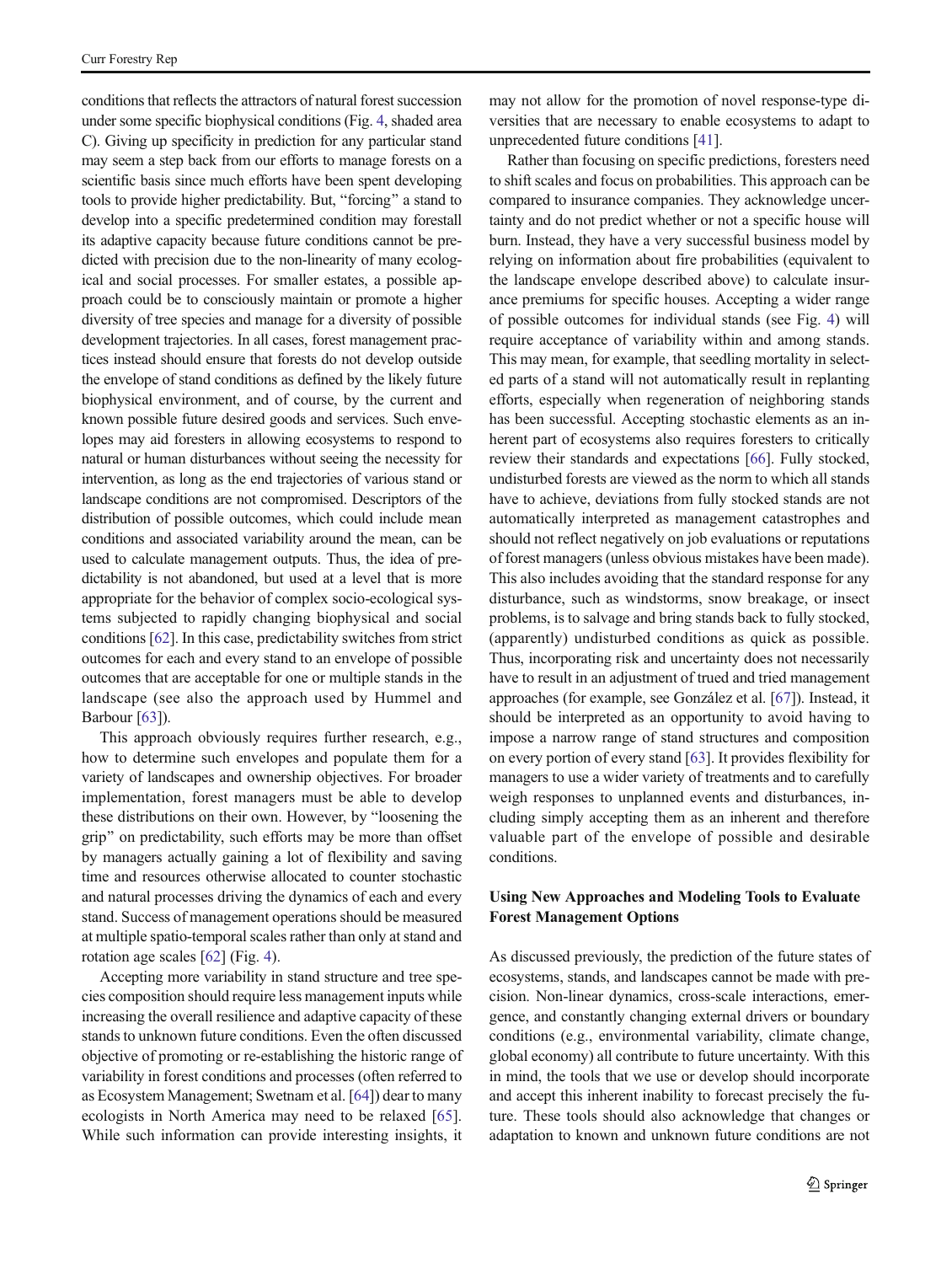conditions that reflects the attractors of natural forest succession under some specific biophysical conditions (Fig. 4, shaded area C). Giving up specificity in prediction for any particular stand may seem a step back from our efforts to manage forests on a scientific basis since much efforts have been spent developing tools to provide higher predictability. But, "forcing" a stand to develop into a specific predetermined condition may forestall its adaptive capacity because future conditions cannot be predicted with precision due to the non-linearity of many ecological and social processes. For smaller estates, a possible approach could be to consciously maintain or promote a higher diversity of tree species and manage for a diversity of possible development trajectories. In all cases, forest management practices instead should ensure that forests do not develop outside the envelope of stand conditions as defined by the likely future biophysical environment, and of course, by the current and known possible future desired goods and services. Such envelopes may aid foresters in allowing ecosystems to respond to natural or human disturbances without seeing the necessity for intervention, as long as the end trajectories of various stand or landscape conditions are not compromised. Descriptors of the distribution of possible outcomes, which could include mean conditions and associated variability around the mean, can be used to calculate management outputs. Thus, the idea of predictability is not abandoned, but used at a level that is more appropriate for the behavior of complex socio-ecological systems subjected to rapidly changing biophysical and social conditions [62]. In this case, predictability switches from strict outcomes for each and every stand to an envelope of possible outcomes that are acceptable for one or multiple stands in the landscape (see also the approach used by Hummel and Barbour [63]).

This approach obviously requires further research, e.g., how to determine such envelopes and populate them for a variety of landscapes and ownership objectives. For broader implementation, forest managers must be able to develop these distributions on their own. However, by "loosening the grip" on predictability, such efforts may be more than offset by managers actually gaining a lot of flexibility and saving time and resources otherwise allocated to counter stochastic and natural processes driving the dynamics of each and every stand. Success of management operations should be measured at multiple spatio-temporal scales rather than only at stand and rotation age scales [62] (Fig. 4).

Accepting more variability in stand structure and tree species composition should require less management inputs while increasing the overall resilience and adaptive capacity of these stands to unknown future conditions. Even the often discussed objective of promoting or re-establishing the historic range of variability in forest conditions and processes (often referred to as Ecosystem Management; Swetnam et al. [64]) dear to many ecologists in North America may need to be relaxed [65]. While such information can provide interesting insights, it may not allow for the promotion of novel response-type diversities that are necessary to enable ecosystems to adapt to unprecedented future conditions [41].

Rather than focusing on specific predictions, foresters need to shift scales and focus on probabilities. This approach can be compared to insurance companies. They acknowledge uncertainty and do not predict whether or not a specific house will burn. Instead, they have a very successful business model by relying on information about fire probabilities (equivalent to the landscape envelope described above) to calculate insurance premiums for specific houses. Accepting a wider range of possible outcomes for individual stands (see Fig. 4) will require acceptance of variability within and among stands. This may mean, for example, that seedling mortality in selected parts of a stand will not automatically result in replanting efforts, especially when regeneration of neighboring stands has been successful. Accepting stochastic elements as an inherent part of ecosystems also requires foresters to critically review their standards and expectations [66]. Fully stocked, undisturbed forests are viewed as the norm to which all stands have to achieve, deviations from fully stocked stands are not automatically interpreted as management catastrophes and should not reflect negatively on job evaluations or reputations of forest managers (unless obvious mistakes have been made). This also includes avoiding that the standard response for any disturbance, such as windstorms, snow breakage, or insect problems, is to salvage and bring stands back to fully stocked, (apparently) undisturbed conditions as quick as possible. Thus, incorporating risk and uncertainty does not necessarily have to result in an adjustment of trued and tried management approaches (for example, see González et al. [67]). Instead, it should be interpreted as an opportunity to avoid having to impose a narrow range of stand structures and composition on every portion of every stand [63]. It provides flexibility for managers to use a wider variety of treatments and to carefully weigh responses to unplanned events and disturbances, including simply accepting them as an inherent and therefore valuable part of the envelope of possible and desirable conditions.

### Using New Approaches and Modeling Tools to Evaluate Forest Management Options

As discussed previously, the prediction of the future states of ecosystems, stands, and landscapes cannot be made with precision. Non-linear dynamics, cross-scale interactions, emergence, and constantly changing external drivers or boundary conditions (e.g., environmental variability, climate change, global economy) all contribute to future uncertainty. With this in mind, the tools that we use or develop should incorporate and accept this inherent inability to forecast precisely the future. These tools should also acknowledge that changes or adaptation to known and unknown future conditions are not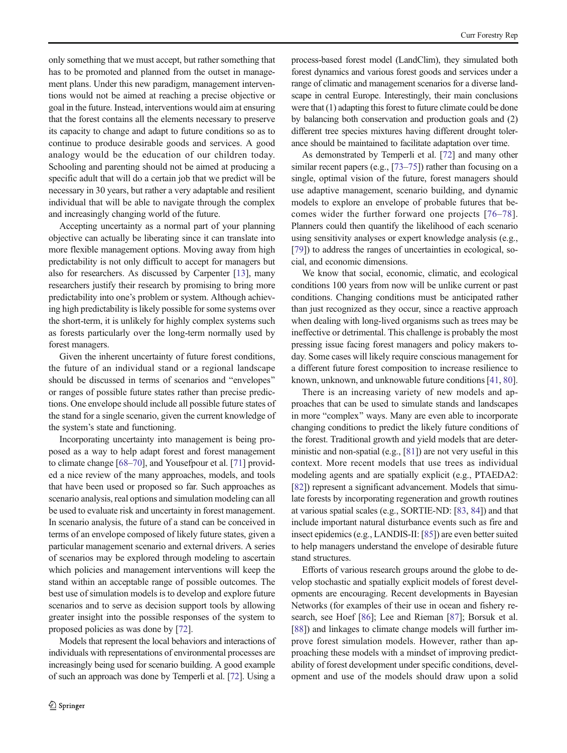only something that we must accept, but rather something that has to be promoted and planned from the outset in management plans. Under this new paradigm, management interventions would not be aimed at reaching a precise objective or goal in the future. Instead, interventions would aim at ensuring that the forest contains all the elements necessary to preserve its capacity to change and adapt to future conditions so as to continue to produce desirable goods and services. A good analogy would be the education of our children today. Schooling and parenting should not be aimed at producing a specific adult that will do a certain job that we predict will be necessary in 30 years, but rather a very adaptable and resilient individual that will be able to navigate through the complex and increasingly changing world of the future.

Accepting uncertainty as a normal part of your planning objective can actually be liberating since it can translate into more flexible management options. Moving away from high predictability is not only difficult to accept for managers but also for researchers. As discussed by Carpenter [13], many researchers justify their research by promising to bring more predictability into one's problem or system. Although achieving high predictability is likely possible for some systems over the short-term, it is unlikely for highly complex systems such as forests particularly over the long-term normally used by forest managers.

Given the inherent uncertainty of future forest conditions, the future of an individual stand or a regional landscape should be discussed in terms of scenarios and "envelopes" or ranges of possible future states rather than precise predictions. One envelope should include all possible future states of the stand for a single scenario, given the current knowledge of the system's state and functioning.

Incorporating uncertainty into management is being proposed as a way to help adapt forest and forest management to climate change [68–70], and Yousefpour et al. [71] provided a nice review of the many approaches, models, and tools that have been used or proposed so far. Such approaches as scenario analysis, real options and simulation modeling can all be used to evaluate risk and uncertainty in forest management. In scenario analysis, the future of a stand can be conceived in terms of an envelope composed of likely future states, given a particular management scenario and external drivers. A series of scenarios may be explored through modeling to ascertain which policies and management interventions will keep the stand within an acceptable range of possible outcomes. The best use of simulation models is to develop and explore future scenarios and to serve as decision support tools by allowing greater insight into the possible responses of the system to proposed policies as was done by [72].

Models that represent the local behaviors and interactions of individuals with representations of environmental processes are increasingly being used for scenario building. A good example of such an approach was done by Temperli et al. [72]. Using a process-based forest model (LandClim), they simulated both forest dynamics and various forest goods and services under a range of climatic and management scenarios for a diverse landscape in central Europe. Interestingly, their main conclusions were that (1) adapting this forest to future climate could be done by balancing both conservation and production goals and (2) different tree species mixtures having different drought tolerance should be maintained to facilitate adaptation over time.

As demonstrated by Temperli et al. [72] and many other similar recent papers (e.g., [73–75]) rather than focusing on a single, optimal vision of the future, forest managers should use adaptive management, scenario building, and dynamic models to explore an envelope of probable futures that becomes wider the further forward one projects [76–78]. Planners could then quantify the likelihood of each scenario using sensitivity analyses or expert knowledge analysis (e.g., [79]) to address the ranges of uncertainties in ecological, social, and economic dimensions.

We know that social, economic, climatic, and ecological conditions 100 years from now will be unlike current or past conditions. Changing conditions must be anticipated rather than just recognized as they occur, since a reactive approach when dealing with long-lived organisms such as trees may be ineffective or detrimental. This challenge is probably the most pressing issue facing forest managers and policy makers today. Some cases will likely require conscious management for a different future forest composition to increase resilience to known, unknown, and unknowable future conditions [41, 80].

There is an increasing variety of new models and approaches that can be used to simulate stands and landscapes in more "complex" ways. Many are even able to incorporate changing conditions to predict the likely future conditions of the forest. Traditional growth and yield models that are deterministic and non-spatial (e.g., [81]) are not very useful in this context. More recent models that use trees as individual modeling agents and are spatially explicit (e.g., PTAEDA2: [82]) represent a significant advancement. Models that simulate forests by incorporating regeneration and growth routines at various spatial scales (e.g., SORTIE-ND: [83, 84]) and that include important natural disturbance events such as fire and insect epidemics (e.g., LANDIS-II: [85]) are even better suited to help managers understand the envelope of desirable future stand structures.

Efforts of various research groups around the globe to develop stochastic and spatially explicit models of forest developments are encouraging. Recent developments in Bayesian Networks (for examples of their use in ocean and fishery research, see Hoef [86]; Lee and Rieman [87]; Borsuk et al. [88]) and linkages to climate change models will further improve forest simulation models. However, rather than approaching these models with a mindset of improving predictability of forest development under specific conditions, development and use of the models should draw upon a solid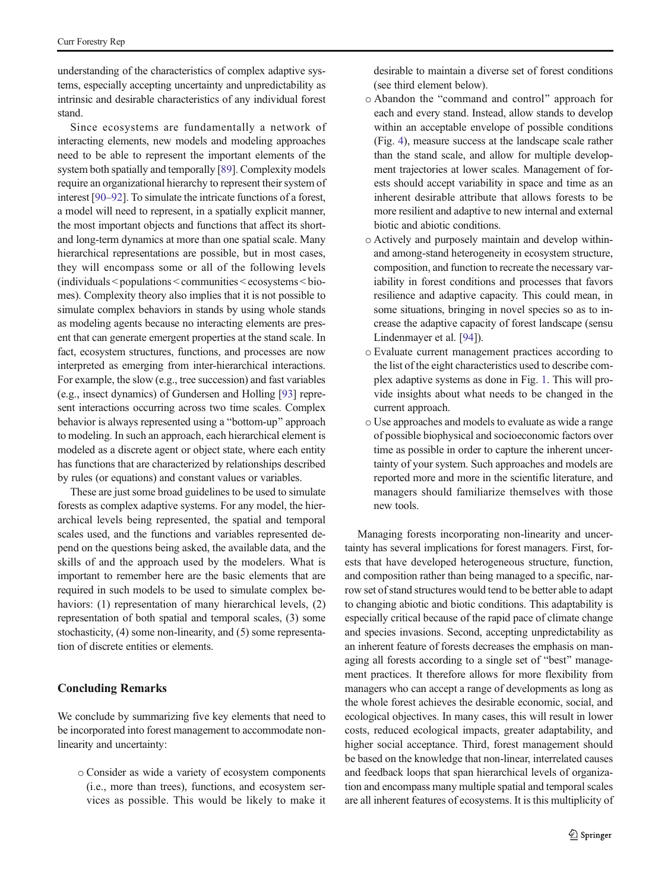understanding of the characteristics of complex adaptive systems, especially accepting uncertainty and unpredictability as intrinsic and desirable characteristics of any individual forest stand.

Since ecosystems are fundamentally a network of interacting elements, new models and modeling approaches need to be able to represent the important elements of the system both spatially and temporally [89]. Complexity models require an organizational hierarchy to represent their system of interest [90–92]. To simulate the intricate functions of a forest, a model will need to represent, in a spatially explicit manner, the most important objects and functions that affect its short- and long-term dynamics at more than one spatial scale. Many hierarchical representations are possible, but in most cases, they will encompass some or all of the following levels (individuals < populations < communities < ecosystems < biomes). Complexity theory also implies that it is not possible to simulate complex behaviors in stands by using whole stands as modeling agents because no interacting elements are present that can generate emergent properties at the stand scale. In fact, ecosystem structures, functions, and processes are now interpreted as emerging from inter-hierarchical interactions. For example, the slow (e.g., tree succession) and fast variables (e.g., insect dynamics) of Gundersen and Holling [93] represent interactions occurring across two time scales. Complex behavior is always represented using a "bottom-up" approach to modeling. In such an approach, each hierarchical element is modeled as a discrete agent or object state, where each entity has functions that are characterized by relationships described by rules (or equations) and constant values or variables.

These are just some broad guidelines to be used to simulate forests as complex adaptive systems. For any model, the hierarchical levels being represented, the spatial and temporal scales used, and the functions and variables represented depend on the questions being asked, the available data, and the skills of and the approach used by the modelers. What is important to remember here are the basic elements that are required in such models to be used to simulate complex behaviors: (1) representation of many hierarchical levels, (2) representation of both spatial and temporal scales, (3) some stochasticity, (4) some non-linearity, and (5) some representation of discrete entities or elements.

## Concluding Remarks

We conclude by summarizing five key elements that need to be incorporated into forest management to accommodate non-linearity and uncertainty:

- Consider as wide a variety of ecosystem components (i.e., more than trees), functions, and ecosystem services as possible. This would be likely to make it desirable to maintain a diverse set of forest conditions (see third element below).
- Abandon the "command and control" approach for each and every stand. Instead, allow stands to develop within an acceptable envelope of possible conditions (Fig. 4), measure success at the landscape scale rather than the stand scale, and allow for multiple development trajectories at lower scales. Management of forests should accept variability in space and time as an inherent desirable attribute that allows forests to be more resilient and adaptive to new internal and external biotic and abiotic conditions.
- Actively and purposely maintain and develop within- and among-stand heterogeneity in ecosystem structure, composition, and function to recreate the necessary variability in forest conditions and processes that favors resilience and adaptive capacity. This could mean, in some situations, bringing in novel species so as to increase the adaptive capacity of forest landscape (sensu Lindenmayer et al. [94]).
- Evaluate current management practices according to the list of the eight characteristics used to describe complex adaptive systems as done in Fig. 1. This will provide insights about what needs to be changed in the current approach.
- Use approaches and models to evaluate as wide a range of possible biophysical and socioeconomic factors over time as possible in order to capture the inherent uncertainty of your system. Such approaches and models are reported more and more in the scientific literature, and managers should familiarize themselves with those new tools.

Managing forests incorporating non-linearity and uncertainty has several implications for forest managers. First, forests that have developed heterogeneous structure, function, and composition rather than being managed to a specific, narrow set of stand structures would tend to be better able to adapt to changing abiotic and biotic conditions. This adaptability is especially critical because of the rapid pace of climate change and species invasions. Second, accepting unpredictability as an inherent feature of forests decreases the emphasis on managing all forests according to a single set of "best" management practices. It therefore allows for more flexibility from managers who can accept a range of developments as long as the whole forest achieves the desirable economic, social, and ecological objectives. In many cases, this will result in lower costs, reduced ecological impacts, greater adaptability, and higher social acceptance. Third, forest management should be based on the knowledge that non-linear, interrelated causes and feedback loops that span hierarchical levels of organization and encompass many multiple spatial and temporal scales are all inherent features of ecosystems. It is this multiplicity of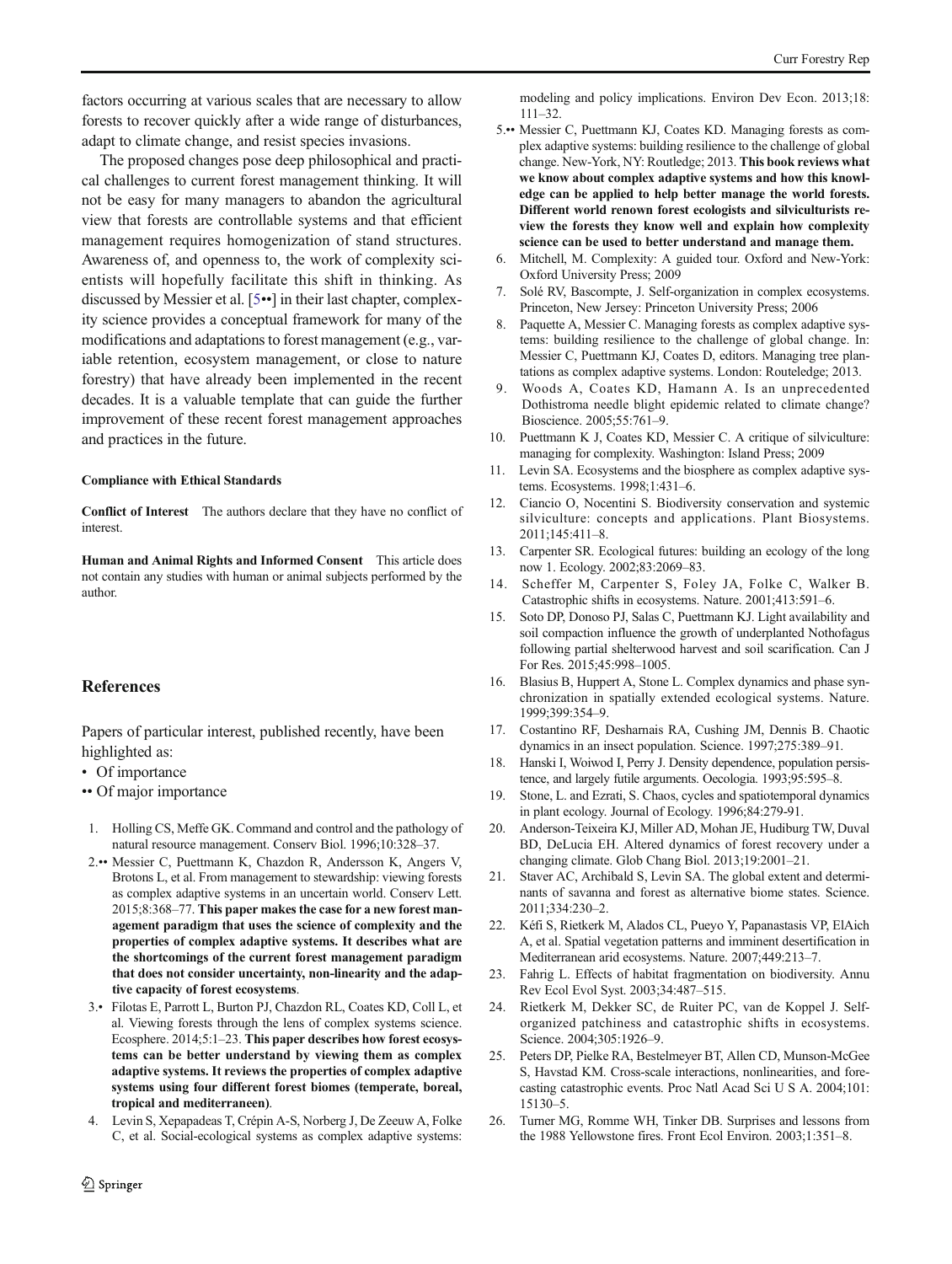factors occurring at various scales that are necessary to allow forests to recover quickly after a wide range of disturbances, adapt to climate change, and resist species invasions.

The proposed changes pose deep philosophical and practical challenges to current forest management thinking. It will not be easy for many managers to abandon the agricultural view that forests are controllable systems and that efficient management requires homogenization of stand structures. Awareness of, and openness to, the work of complexity scientists will hopefully facilitate this shift in thinking. As discussed by Messier et al. [5••] in their last chapter, complexity science provides a conceptual framework for many of the modifications and adaptations to forest management (e.g., variable retention, ecosystem management, or close to nature forestry) that have already been implemented in the recent decades. It is a valuable template that can guide the further improvement of these recent forest management approaches and practices in the future.

#### Compliance with Ethical Standards

**Conflict of Interest** The authors declare that they have no conflict of interest.

**Human and Animal Rights and Informed Consent** This article does not contain any studies with human or animal subjects performed by the author.

## References

Papers of particular interest, published recently, have been highlighted as:

- • Of importance
- •• Of major importance

1. Holling CS, Meffe GK. Command and control and the pathology of natural resource management. Conserv Biol. 1996;10:328–37.
2. •• Messier C, Puettmann K, Chazdon R, Andersson K, Angers V, Brotons L, et al. From management to stewardship: viewing forests as complex adaptive systems in an uncertain world. Conserv Lett. 2015;8:368–77. **This paper makes the case for a new forest management paradigm that uses the science of complexity and the properties of complex adaptive systems. It describes what are the shortcomings of the current forest management paradigm that does not consider uncertainty, non-linearity and the adaptive capacity of forest ecosystems**.
3. • Filotas E, Parrott L, Burton PJ, Chazdon RL, Coates KD, Coll L, et al. Viewing forests through the lens of complex systems science. Ecosphere. 2014;5:1–23. **This paper describes how forest ecosystems can be better understand by viewing them as complex adaptive systems. It reviews the properties of complex adaptive systems using four different forest biomes (temperate, boreal, tropical and mediterraneen)**.
4. Levin S, Xepapadeas T, Crépin A-S, Norberg J, De Zeeuw A, Folke C, et al. Social-ecological systems as complex adaptive systems: modeling and policy implications. Environ Dev Econ. 2013;18:111–32.
5. •• Messier C, Puettmann KJ, Coates KD. Managing forests as complex adaptive systems: building resilience to the challenge of global change. New-York, NY: Routledge; 2013. **This book reviews what we know about complex adaptive systems and how this knowledge can be applied to help better manage the world forests. Different world renown forest ecologists and silviculturists review the forests they know well and explain how complexity science can be used to better understand and manage them.**
6. Mitchell, M. Complexity: A guided tour. Oxford and New-York: Oxford University Press; 2009
7. Solé RV, Bascompte, J. Self-organization in complex ecosystems. Princeton, New Jersey: Princeton University Press; 2006
8. Paquette A, Messier C. Managing forests as complex adaptive systems: building resilience to the challenge of global change. In: Messier C, Puettmann KJ, Coates D, editors. Managing tree plantations as complex adaptive systems. London: Routeledge; 2013.
9. Woods A, Coates KD, Hamann A. Is an unprecedented Dothistroma needle blight epidemic related to climate change? Bioscience. 2005;55:761–9.
10. Puettmann K J, Coates KD, Messier C. A critique of silviculture: managing for complexity. Washington: Island Press; 2009
11. Levin SA. Ecosystems and the biosphere as complex adaptive systems. Ecosystems. 1998;1:431–6.
12. Ciancio O, Nocentini S. Biodiversity conservation and systemic silviculture: concepts and applications. Plant Biosystems. 2011;145:411–8.
13. Carpenter SR. Ecological futures: building an ecology of the long now 1. Ecology. 2002;83:2069–83.
14. Scheffer M, Carpenter S, Foley JA, Folke C, Walker B. Catastrophic shifts in ecosystems. Nature. 2001;413:591–6.
15. Soto DP, Donoso PJ, Salas C, Puettmann KJ. Light availability and soil compaction influence the growth of underplanted Nothofagus following partial shelterwood harvest and soil scarification. Can J For Res. 2015;45:998–1005.
16. Blasius B, Huppert A, Stone L. Complex dynamics and phase synchronization in spatially extended ecological systems. Nature. 1999;399:354–9.
17. Costantino RF, Desharnais RA, Cushing JM, Dennis B. Chaotic dynamics in an insect population. Science. 1997;275:389–91.
18. Hanski I, Woiwod I, Perry J. Density dependence, population persistence, and largely futile arguments. Oecologia. 1993;95:595–8.
19. Stone, L. and Ezrati, S. Chaos, cycles and spatiotemporal dynamics in plant ecology. Journal of Ecology. 1996;84:279-91.
20. Anderson-Teixeira KJ, Miller AD, Mohan JE, Hudiburg TW, Duval BD, DeLucia EH. Altered dynamics of forest recovery under a changing climate. Glob Chang Biol. 2013;19:2001–21.
21. Staver AC, Archibald S, Levin SA. The global extent and determinants of savanna and forest as alternative biome states. Science. 2011;334:230–2.
22. Kéfi S, Rietkerk M, Alados CL, Pueyo Y, Papanastasis VP, ElAich A, et al. Spatial vegetation patterns and imminent desertification in Mediterranean arid ecosystems. Nature. 2007;449:213–7.
23. Fahrig L. Effects of habitat fragmentation on biodiversity. Annu Rev Ecol Evol Syst. 2003;34:487–515.
24. Rietkerk M, Dekker SC, de Ruiter PC, van de Koppel J. Self-organized patchiness and catastrophic shifts in ecosystems. Science. 2004;305:1926–9.
25. Peters DP, Pielke RA, Bestelmeyer BT, Allen CD, Munson-McGee S, Havstad KM. Cross-scale interactions, nonlinearities, and forecasting catastrophic events. Proc Natl Acad Sci U S A. 2004;101:15130–5.
26. Turner MG, Romme WH, Tinker DB. Surprises and lessons from the 1988 Yellowstone fires. Front Ecol Environ. 2003;1:351–8.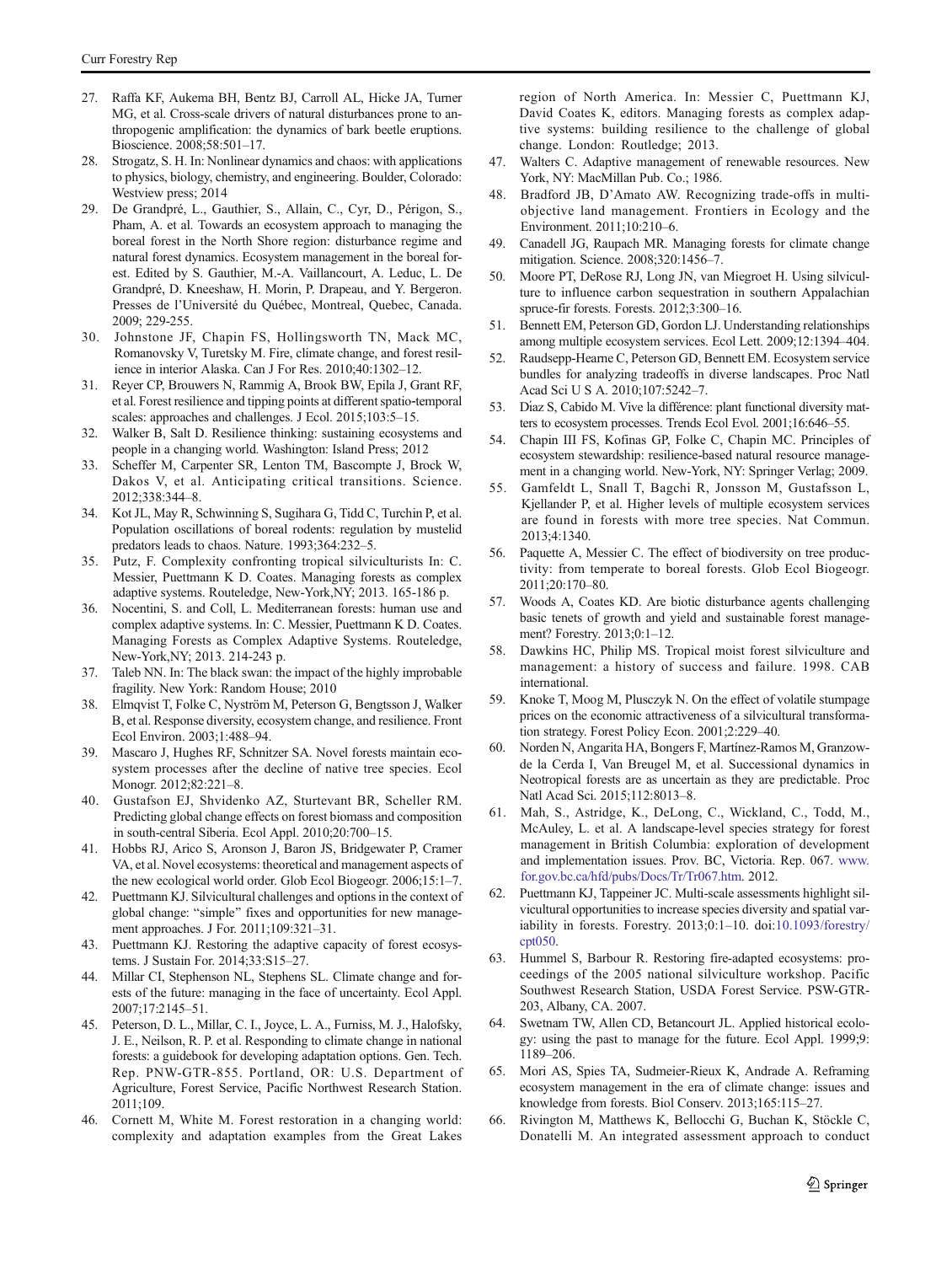27. Raffa KF, Aukema BH, Bentz BJ, Carroll AL, Hicke JA, Turner MG, et al. Cross-scale drivers of natural disturbances prone to anthropogenic amplification: the dynamics of bark beetle eruptions. Bioscience. 2008;58:501–17.
28. Strogatz, S. H. In: Nonlinear dynamics and chaos: with applications to physics, biology, chemistry, and engineering. Boulder, Colorado: Westview press; 2014
29. De Grandpré, L., Gauthier, S., Allain, C., Cyr, D., Périgon, S., Pham, A. et al. Towards an ecosystem approach to managing the boreal forest in the North Shore region: disturbance regime and natural forest dynamics. Ecosystem management in the boreal forest. Edited by S. Gauthier, M.-A. Vaillancourt, A. Leduc, L. De Grandpré, D. Kneeshaw, H. Morin, P. Drapeau, and Y. Bergeron. Presses de l'Université du Québec, Montreal, Quebec, Canada. 2009; 229-255.
30. Johnstone JF, Chapin FS, Hollingsworth TN, Mack MC, Romanovsky V, Turetsky M. Fire, climate change, and forest resilience in interior Alaska. Can J For Res. 2010;40:1302–12.
31. Reyer CP, Brouwers N, Rammig A, Brook BW, Epila J, Grant RF, et al. Forest resilience and tipping points at different spatio-temporal scales: approaches and challenges. J Ecol. 2015;103:5–15.
32. Walker B, Salt D. Resilience thinking: sustaining ecosystems and people in a changing world. Washington: Island Press; 2012
33. Scheffer M, Carpenter SR, Lenton TM, Bascompte J, Brock W, Dakos V, et al. Anticipating critical transitions. Science. 2012;338:344–8.
34. Kot JL, May R, Schwinning S, Sugihara G, Tidd C, Turchin P, et al. Population oscillations of boreal rodents: regulation by mustelid predators leads to chaos. Nature. 1993;364:232–5.
35. Putz, F. Complexity confronting tropical silviculturists In: C. Messier, Puettmann K D. Coates. Managing forests as complex adaptive systems. Routeledge, New-York,NY; 2013. 165-186 p.
36. Nocentini, S. and Coll, L. Mediterranean forests: human use and complex adaptive systems. In: C. Messier, Puettmann K D. Coates. Managing Forests as Complex Adaptive Systems. Routeledge, New-York,NY; 2013. 214-243 p.
37. Taleb NN. In: The black swan: the impact of the highly improbable fragility. New York: Random House; 2010
38. Elmqvist T, Folke C, Nyström M, Peterson G, Bengtsson J, Walker B, et al. Response diversity, ecosystem change, and resilience. Front Ecol Environ. 2003;1:488–94.
39. Mascaro J, Hughes RF, Schnitzer SA. Novel forests maintain ecosystem processes after the decline of native tree species. Ecol Monogr. 2012;82:221–8.
40. Gustafson EJ, Shvidenko AZ, Sturtevant BR, Scheller RM. Predicting global change effects on forest biomass and composition in south-central Siberia. Ecol Appl. 2010;20:700–15.
41. Hobbs RJ, Arico S, Aronson J, Baron JS, Bridgewater P, Cramer VA, et al. Novel ecosystems: theoretical and management aspects of the new ecological world order. Glob Ecol Biogeogr. 2006;15:1–7.
42. Puettmann KJ. Silvicultural challenges and options in the context of global change: "simple" fixes and opportunities for new management approaches. J For. 2011;109:321–31.
43. Puettmann KJ. Restoring the adaptive capacity of forest ecosystems. J Sustain For. 2014;33:S15–27.
44. Millar CI, Stephenson NL, Stephens SL. Climate change and forests of the future: managing in the face of uncertainty. Ecol Appl. 2007;17:2145–51.
45. Peterson, D. L., Millar, C. I., Joyce, L. A., Furniss, M. J., Halofsky, J. E., Neilson, R. P. et al. Responding to climate change in national forests: a guidebook for developing adaptation options. Gen. Tech. Rep. PNW-GTR-855. Portland, OR: U.S. Department of Agriculture, Forest Service, Pacific Northwest Research Station. 2011;109.
46. Cornett M, White M. Forest restoration in a changing world: complexity and adaptation examples from the Great Lakes region of North America. In: Messier C, Puettmann KJ, David Coates K, editors. Managing forests as complex adaptive systems: building resilience to the challenge of global change. London: Routledge; 2013.
47. Walters C. Adaptive management of renewable resources. New York, NY: MacMillan Pub. Co.; 1986.
48. Bradford JB, D'Amato AW. Recognizing trade-offs in multi-objective land management. Frontiers in Ecology and the Environment. 2011;10:210–6.
49. Canadell JG, Raupach MR. Managing forests for climate change mitigation. Science. 2008;320:1456–7.
50. Moore PT, DeRose RJ, Long JN, van Miegroet H. Using silviculture to influence carbon sequestration in southern Appalachian spruce-fir forests. Forests. 2012;3:300–16.
51. Bennett EM, Peterson GD, Gordon LJ. Understanding relationships among multiple ecosystem services. Ecol Lett. 2009;12:1394–404.
52. Raudsepp-Hearne C, Peterson GD, Bennett EM. Ecosystem service bundles for analyzing tradeoffs in diverse landscapes. Proc Natl Acad Sci U S A. 2010;107:5242–7.
53. Diaz S, Cabido M. Vive la différence: plant functional diversity matters to ecosystem processes. Trends Ecol Evol. 2001;16:646–55.
54. Chapin III FS, Kofinas GP, Folke C, Chapin MC. Principles of ecosystem stewardship: resilience-based natural resource management in a changing world. New-York, NY: Springer Verlag; 2009.
55. Gamfeldt L, Snall T, Bagchi R, Jonsson M, Gustafsson L, Kjellander P, et al. Higher levels of multiple ecosystem services are found in forests with more tree species. Nat Commun. 2013;4:1340.
56. Paquette A, Messier C. The effect of biodiversity on tree productivity: from temperate to boreal forests. Glob Ecol Biogeogr. 2011;20:170–80.
57. Woods A, Coates KD. Are biotic disturbance agents challenging basic tenets of growth and yield and sustainable forest management? Forestry. 2013;0:1–12.
58. Dawkins HC, Philip MS. Tropical moist forest silviculture and management: a history of success and failure. 1998. CAB international.
59. Knoke T, Moog M, Plusczyk N. On the effect of volatile stumpage prices on the economic attractiveness of a silvicultural transformation strategy. Forest Policy Econ. 2001;2:229–40.
60. Norden N, Angarita HA, Bongers F, Martínez-Ramos M, Granzow-de la Cerda I, Van Breugel M, et al. Successional dynamics in Neotropical forests are as uncertain as they are predictable. Proc Natl Acad Sci. 2015;112:8013–8.
61. Mah, S., Astridge, K., DeLong, C., Wickland, C., Todd, M., McAuley, L. et al. A landscape-level species strategy for forest management in British Columbia: exploration of development and implementation issues. Prov. BC, Victoria. Rep. 067. www.for.gov.bc.ca/hfd/pubs/Docs/Tr/Tr067.htm. 2012.
62. Puettmann KJ, Tappeiner JC. Multi-scale assessments highlight silvicultural opportunities to increase species diversity and spatial variability in forests. Forestry. 2013;0:1–10. doi:10.1093/forestry/cpt050.
63. Hummel S, Barbour R. Restoring fire-adapted ecosystems: proceedings of the 2005 national silviculture workshop. Pacific Southwest Research Station, USDA Forest Service. PSW-GTR-203, Albany, CA. 2007.
64. Swetnam TW, Allen CD, Betancourt JL. Applied historical ecology: using the past to manage for the future. Ecol Appl. 1999;9:1189–206.
65. Mori AS, Spies TA, Sudmeier-Rieux K, Andrade A. Reframing ecosystem management in the era of climate change: issues and knowledge from forests. Biol Conserv. 2013;165:115–27.
66. Rivington M, Matthews K, Bellocchi G, Buchan K, Stöckle C, Donatelli M. An integrated assessment approach to conduct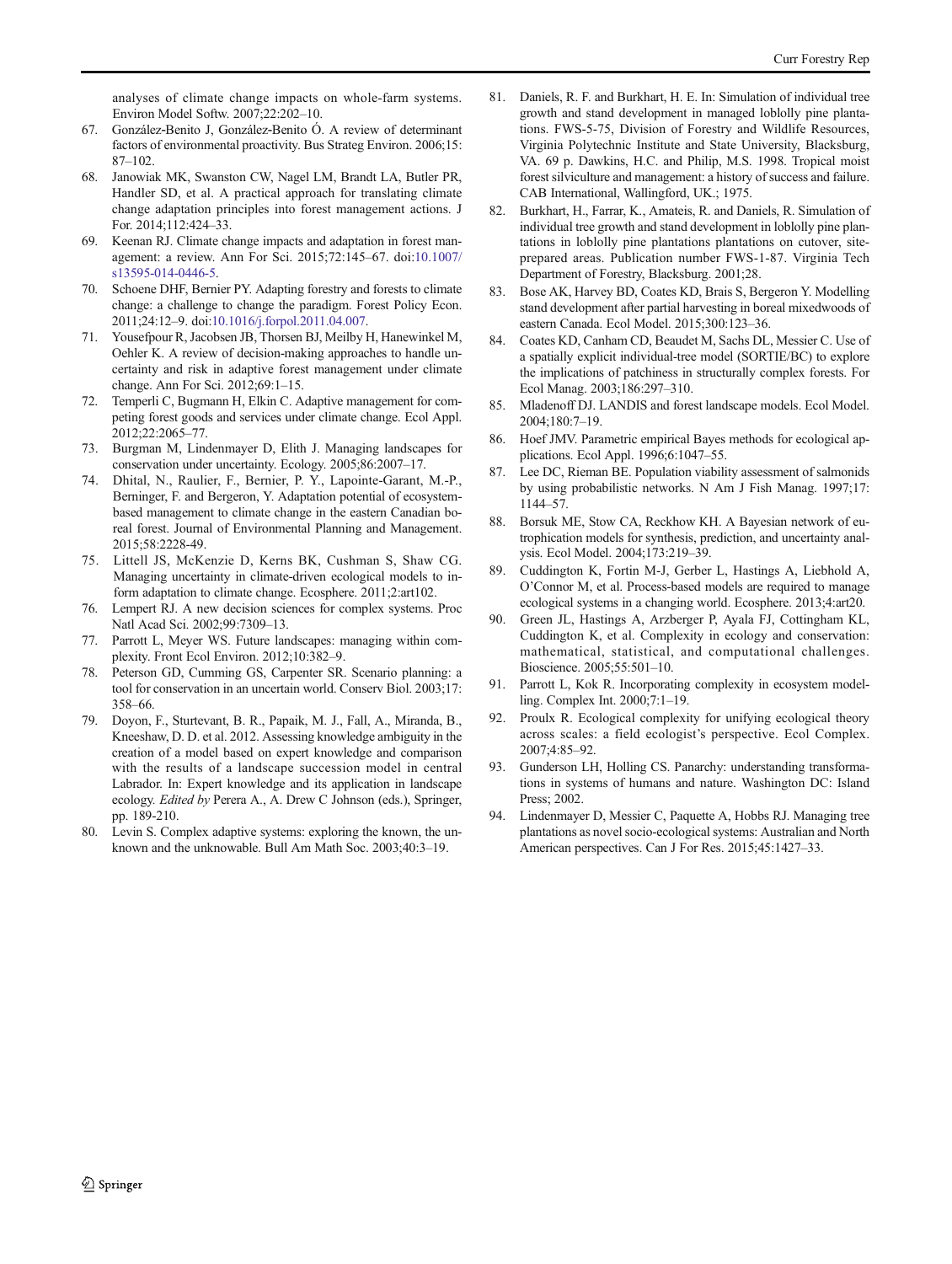analyses of climate change impacts on whole-farm systems. Environ Model Softw. 2007;22:202–10.

67. González-Benito J, González-Benito Ó. A review of determinant factors of environmental proactivity. Bus Strateg Environ. 2006;15: 87–102.
68. Janowiak MK, Swanston CW, Nagel LM, Brandt LA, Butler PR, Handler SD, et al. A practical approach for translating climate change adaptation principles into forest management actions. J For. 2014;112:424–33.
69. Keenan RJ. Climate change impacts and adaptation in forest management: a review. Ann For Sci. 2015;72:145–67. doi:10.1007/s13595-014-0446-5.
70. Schoene DHF, Bernier PY. Adapting forestry and forests to climate change: a challenge to change the paradigm. Forest Policy Econ. 2011;24:12–9. doi:10.1016/j.forpol.2011.04.007.
71. Yousefpour R, Jacobsen JB, Thorsen BJ, Meilby H, Hanewinkel M, Oehler K. A review of decision-making approaches to handle uncertainty and risk in adaptive forest management under climate change. Ann For Sci. 2012;69:1–15.
72. Temperli C, Bugmann H, Elkin C. Adaptive management for competing forest goods and services under climate change. Ecol Appl. 2012;22:2065–77.
73. Burgman M, Lindenmayer D, Elith J. Managing landscapes for conservation under uncertainty. Ecology. 2005;86:2007–17.
74. Dhital, N., Raulier, F., Bernier, P. Y., Lapointe-Garant, M.-P., Berninger, F. and Bergeron, Y. Adaptation potential of ecosystem-based management to climate change in the eastern Canadian boreal forest. Journal of Environmental Planning and Management. 2015;58:2228-49.
75. Littell JS, McKenzie D, Kerns BK, Cushman S, Shaw CG. Managing uncertainty in climate-driven ecological models to inform adaptation to climate change. Ecosphere. 2011;2:art102.
76. Lempert RJ. A new decision sciences for complex systems. Proc Natl Acad Sci. 2002;99:7309–13.
77. Parrott L, Meyer WS. Future landscapes: managing within complexity. Front Ecol Environ. 2012;10:382–9.
78. Peterson GD, Cumming GS, Carpenter SR. Scenario planning: a tool for conservation in an uncertain world. Conserv Biol. 2003;17: 358–66.
79. Doyon, F., Sturtevant, B. R., Papaik, M. J., Fall, A., Miranda, B., Kneeshaw, D. D. et al. 2012. Assessing knowledge ambiguity in the creation of a model based on expert knowledge and comparison with the results of a landscape succession model in central Labrador. In: Expert knowledge and its application in landscape ecology. *Edited by* Perera A., A. Drew C Johnson (eds.), Springer, pp. 189-210.
80. Levin S. Complex adaptive systems: exploring the known, the unknown and the unknowable. Bull Am Math Soc. 2003;40:3–19.
81. Daniels, R. F. and Burkhart, H. E. In: Simulation of individual tree growth and stand development in managed loblolly pine plantations. FWS-5-75, Division of Forestry and Wildlife Resources, Virginia Polytechnic Institute and State University, Blacksburg, VA. 69 p. Dawkins, H.C. and Philip, M.S. 1998. Tropical moist forest silviculture and management: a history of success and failure. CAB International, Wallingford, UK.; 1975.
82. Burkhart, H., Farrar, K., Amateis, R. and Daniels, R. Simulation of individual tree growth and stand development in loblolly pine plantations in loblolly pine plantations plantations on cutover, site-prepared areas. Publication number FWS-1-87. Virginia Tech Department of Forestry, Blacksburg. 2001;28.
83. Bose AK, Harvey BD, Coates KD, Brais S, Bergeron Y. Modelling stand development after partial harvesting in boreal mixedwoods of eastern Canada. Ecol Model. 2015;300:123–36.
84. Coates KD, Canham CD, Beaudet M, Sachs DL, Messier C. Use of a spatially explicit individual-tree model (SORTIE/BC) to explore the implications of patchiness in structurally complex forests. For Ecol Manag. 2003;186:297–310.
85. Mladenoff DJ. LANDIS and forest landscape models. Ecol Model. 2004;180:7–19.
86. Hoef JMV. Parametric empirical Bayes methods for ecological applications. Ecol Appl. 1996;6:1047–55.
87. Lee DC, Rieman BE. Population viability assessment of salmonids by using probabilistic networks. N Am J Fish Manag. 1997;17: 1144–57.
88. Borsuk ME, Stow CA, Reckhow KH. A Bayesian network of eutrophication models for synthesis, prediction, and uncertainty analysis. Ecol Model. 2004;173:219–39.
89. Cuddington K, Fortin M-J, Gerber L, Hastings A, Liebhold A, O'Connor M, et al. Process-based models are required to manage ecological systems in a changing world. Ecosphere. 2013;4:art20.
90. Green JL, Hastings A, Arzberger P, Ayala FJ, Cottingham KL, Cuddington K, et al. Complexity in ecology and conservation: mathematical, statistical, and computational challenges. Bioscience. 2005;55:501–10.
91. Parrott L, Kok R. Incorporating complexity in ecosystem modelling. Complex Int. 2000;7:1–19.
92. Proulx R. Ecological complexity for unifying ecological theory across scales: a field ecologist's perspective. Ecol Complex. 2007;4:85–92.
93. Gunderson LH, Holling CS. Panarchy: understanding transformations in systems of humans and nature. Washington DC: Island Press; 2002.
94. Lindenmayer D, Messier C, Paquette A, Hobbs RJ. Managing tree plantations as novel socio-ecological systems: Australian and North American perspectives. Can J For Res. 2015;45:1427–33.